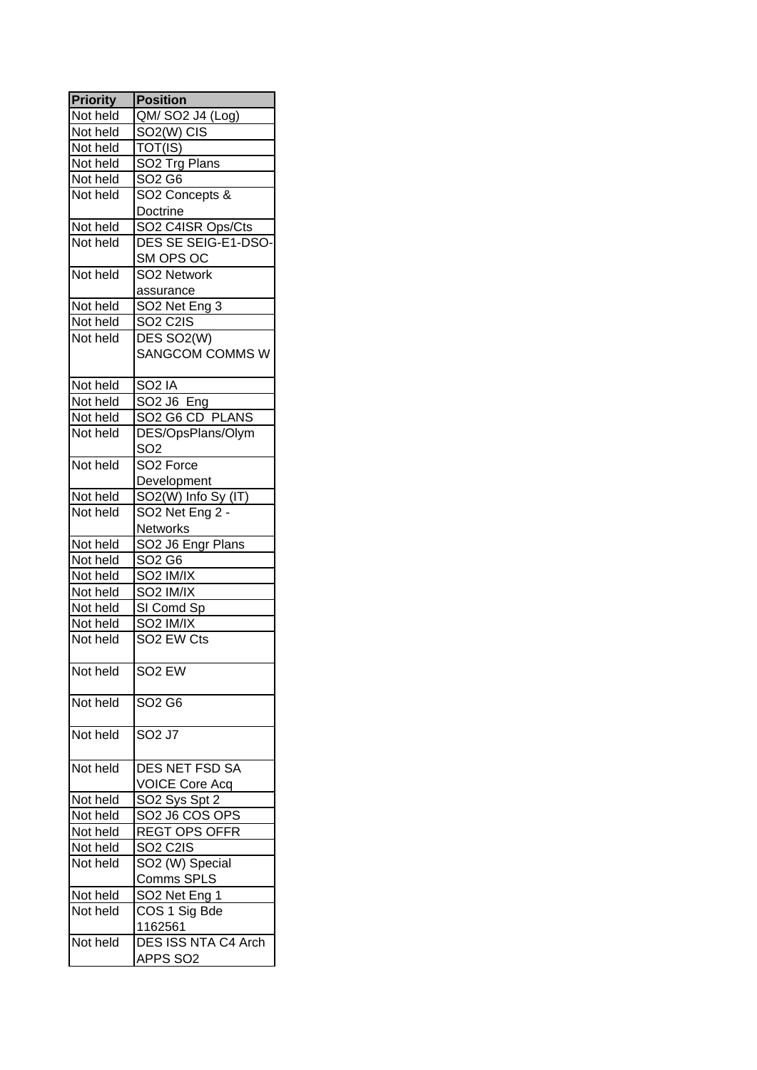| Priority | Position |
|---|---|
| Not held | QM/ SO2 J4 (Log) |
| Not held | SO2(W) CIS |
| Not held | TOT(IS) |
| Not held | SO2 Trg Plans |
| Not held | SO2 G6 |
| Not held | SO2 Concepts & Doctrine |
| Not held | SO2 C4ISR Ops/Cts |
| Not held | DES SE SEIG-E1-DSO-SM OPS OC |
| Not held | SO2 Network assurance |
| Not held | SO2 Net Eng 3 |
| Not held | SO2 C2IS |
| Not held | DES SO2(W) SANGCOM COMMS W |
| Not held | SO2 IA |
| Not held | SO2 J6 Eng |
| Not held | SO2 G6 CD PLANS |
| Not held | DES/OpsPlans/Olym SO2 |
| Not held | SO2 Force Development |
| Not held | SO2(W) Info Sy (IT) |
| Not held | SO2 Net Eng 2 - Networks |
| Not held | SO2 J6 Engr Plans |
| Not held | SO2 G6 |
| Not held | SO2 IM/IX |
| Not held | SO2 IM/IX |
| Not held | SI Comd Sp |
| Not held | SO2 IM/IX |
| Not held | SO2 EW Cts |
| Not held | SO2 EW |
| Not held | SO2 G6 |
| Not held | SO2 J7 |
| Not held | DES NET FSD SA VOICE Core Acq |
| Not held | SO2 Sys Spt 2 |
| Not held | SO2 J6 COS OPS |
| Not held | REGT OPS OFFR |
| Not held | SO2 C2IS |
| Not held | SO2 (W) Special Comms SPLS |
| Not held | SO2 Net Eng 1 |
| Not held | COS 1 Sig Bde 1162561 |
| Not held | DES ISS NTA C4 Arch APPS SO2 |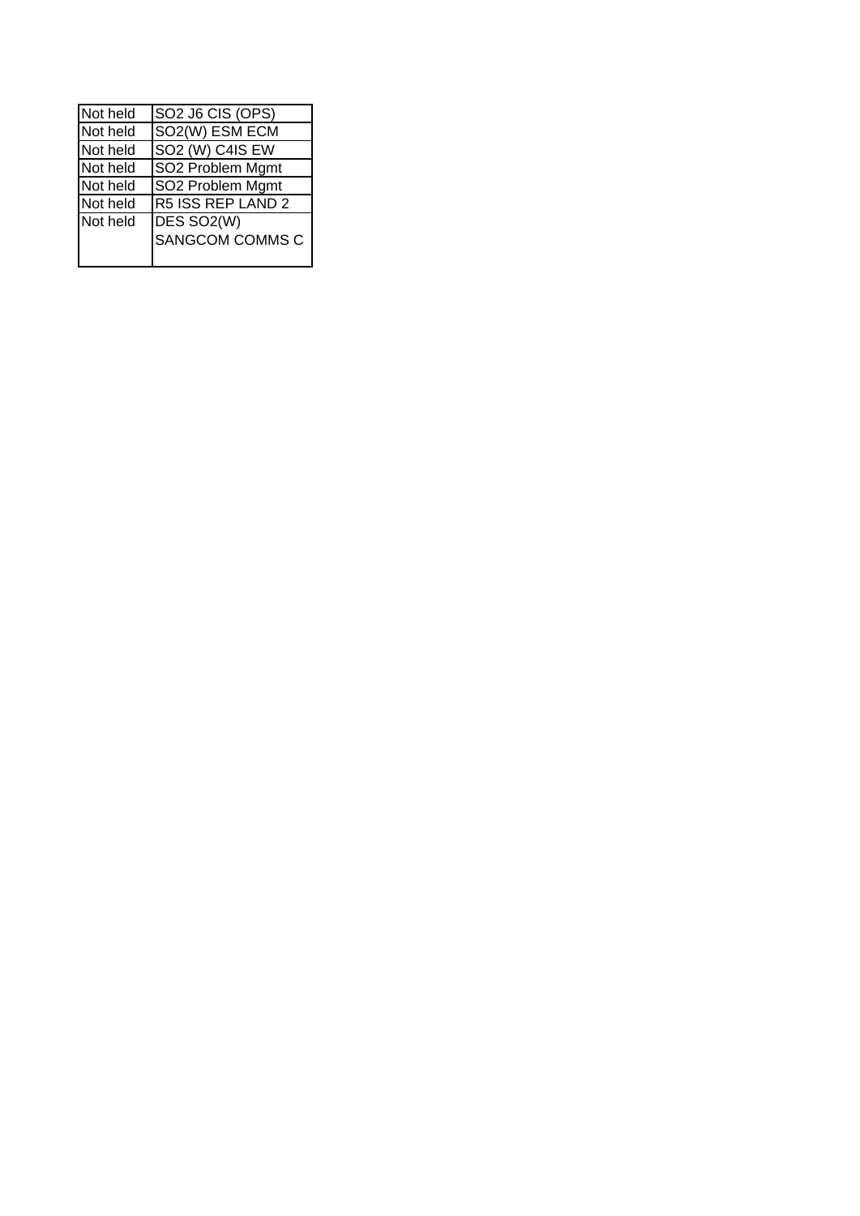| Not held | SO2 J6 CIS (OPS) |
| --- | --- |
| Not held | SO2(W) ESM ECM |
| Not held | SO2 (W) C4IS EW |
| Not held | SO2 Problem Mgmt |
| Not held | SO2 Problem Mgmt |
| Not held | R5 ISS REP LAND 2 |
| Not held | DES SO2(W) SANGCOM COMMS C |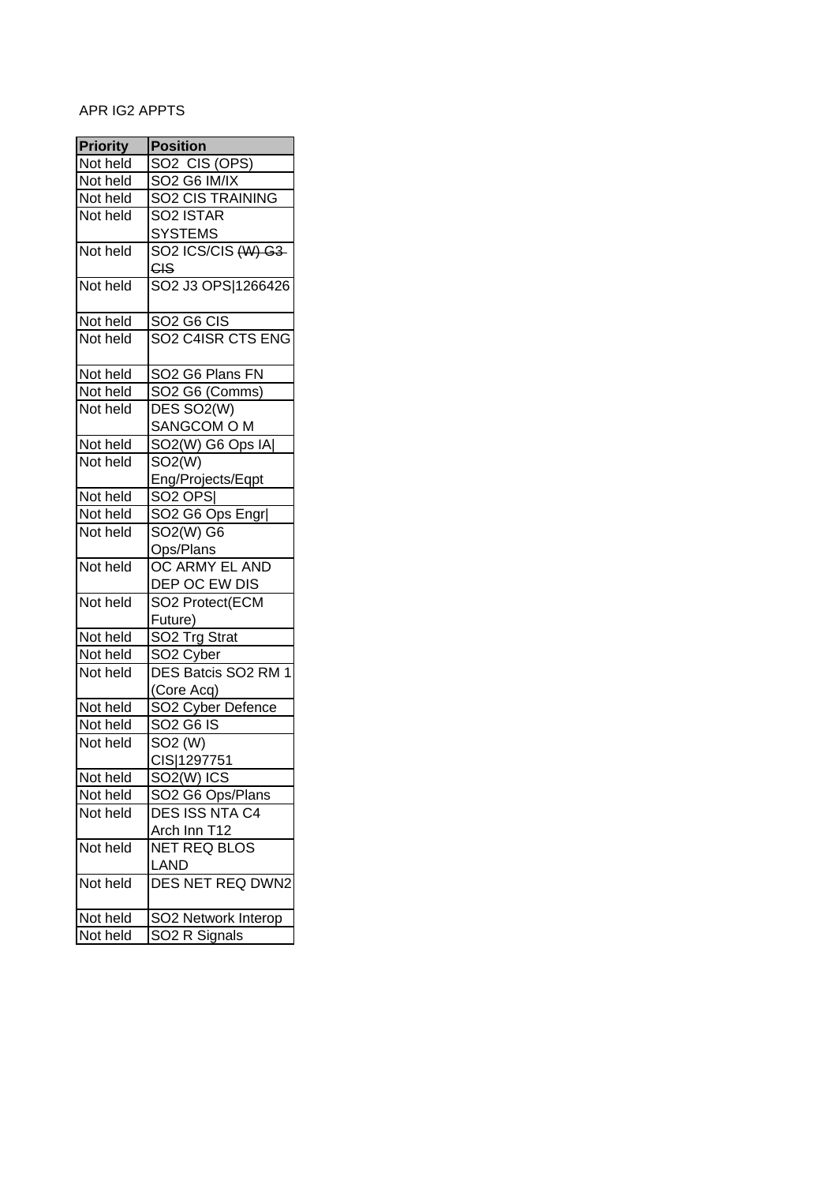APR IG2 APPTS

| Priority | Position |
|---|---|
| Not held | SO2 CIS (OPS) |
| Not held | SO2 G6 IM/IX |
| Not held | SO2 CIS TRAINING |
| Not held | SO2 ISTAR SYSTEMS |
| Not held | SO2 ICS/CIS ~~(W) G3 CIS~~ |
| Not held | SO2 J3 OPS\|1266426 |
| Not held | SO2 G6 CIS |
| Not held | SO2 C4ISR CTS ENG |
| Not held | SO2 G6 Plans FN |
| Not held | SO2 G6 (Comms) |
| Not held | DES SO2(W) SANGCOM O M |
| Not held | SO2(W) G6 Ops IA\| |
| Not held | SO2(W) Eng/Projects/Eqpt |
| Not held | SO2 OPS\| |
| Not held | SO2 G6 Ops Engr\| |
| Not held | SO2(W) G6 Ops/Plans |
| Not held | OC ARMY EL AND DEP OC EW DIS |
| Not held | SO2 Protect(ECM Future) |
| Not held | SO2 Trg Strat |
| Not held | SO2 Cyber |
| Not held | DES Batcis SO2 RM 1 (Core Acq) |
| Not held | SO2 Cyber Defence |
| Not held | SO2 G6 IS |
| Not held | SO2 (W) CIS\|1297751 |
| Not held | SO2(W) ICS |
| Not held | SO2 G6 Ops/Plans |
| Not held | DES ISS NTA C4 Arch Inn T12 |
| Not held | NET REQ BLOS LAND |
| Not held | DES NET REQ DWN2 |
| Not held | SO2 Network Interop |
| Not held | SO2 R Signals |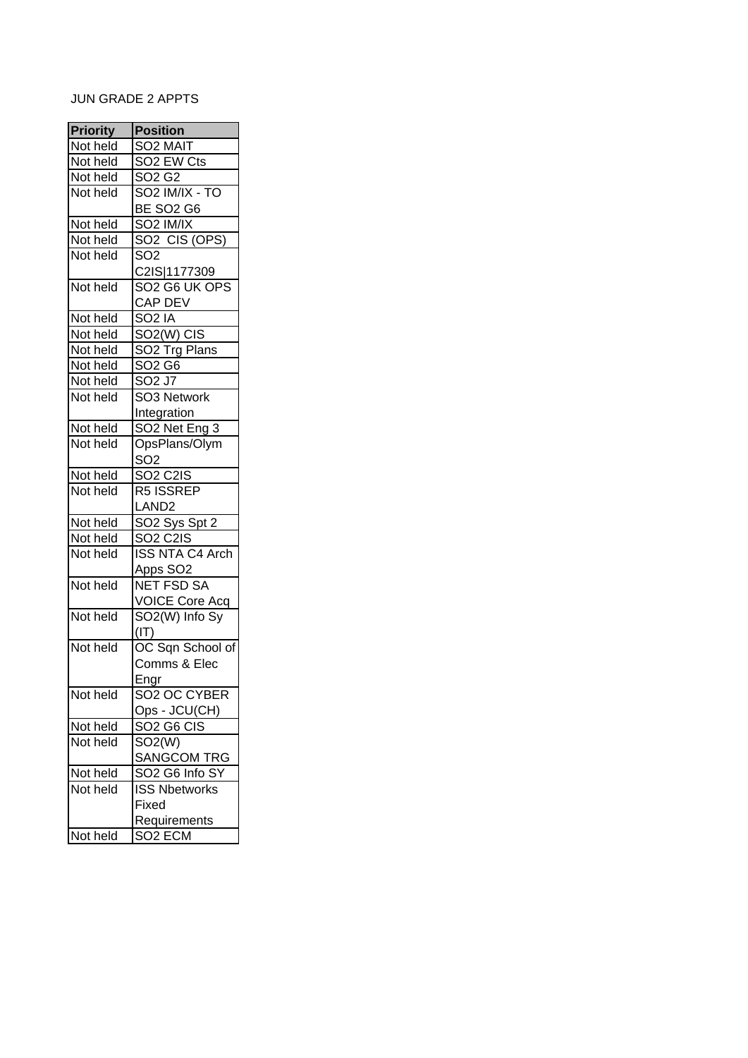JUN GRADE 2 APPTS

| Priority | Position |
| --- | --- |
| Not held | SO2 MAIT |
| Not held | SO2 EW Cts |
| Not held | SO2 G2 |
| Not held | SO2 IM/IX - TO BE SO2 G6 |
| Not held | SO2 IM/IX |
| Not held | SO2 CIS (OPS) |
| Not held | SO2 C2IS\|1177309 |
| Not held | SO2 G6 UK OPS CAP DEV |
| Not held | SO2 IA |
| Not held | SO2(W) CIS |
| Not held | SO2 Trg Plans |
| Not held | SO2 G6 |
| Not held | SO2 J7 |
| Not held | SO3 Network Integration |
| Not held | SO2 Net Eng 3 |
| Not held | OpsPlans/Olym SO2 |
| Not held | SO2 C2IS |
| Not held | R5 ISSREP LAND2 |
| Not held | SO2 Sys Spt 2 |
| Not held | SO2 C2IS |
| Not held | ISS NTA C4 Arch Apps SO2 |
| Not held | NET FSD SA VOICE Core Acq |
| Not held | SO2(W) Info Sy (IT) |
| Not held | OC Sqn School of Comms & Elec Engr |
| Not held | SO2 OC CYBER Ops - JCU(CH) |
| Not held | SO2 G6 CIS |
| Not held | SO2(W) SANGCOM TRG |
| Not held | SO2 G6 Info SY |
| Not held | ISS Nbetworks Fixed Requirements |
| Not held | SO2 ECM |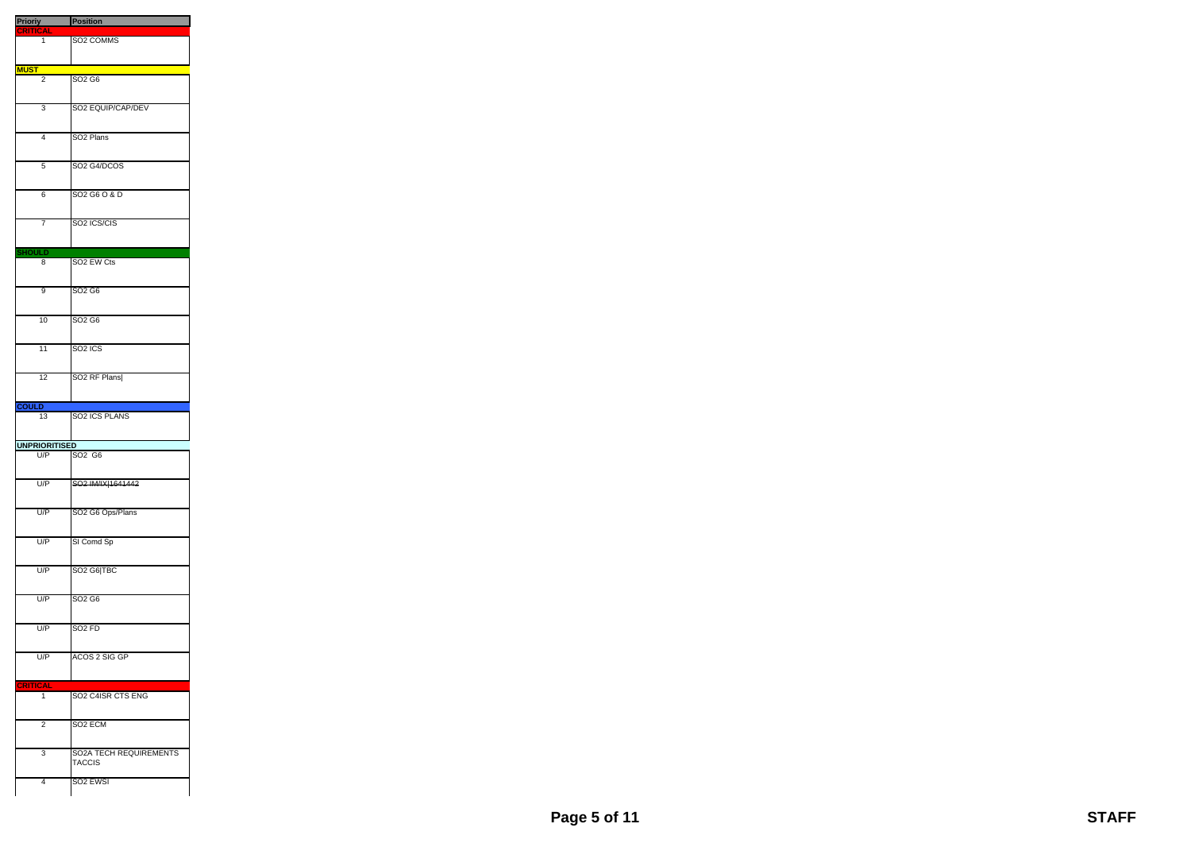| Prioriy | Position |
|---|---|
| **CRITICAL** | |
| 1 | SO2 COMMS |
| **MUST** | |
| 2 | SO2 G6 |
| 3 | SO2 EQUIP/CAP/DEV |
| 4 | SO2 Plans |
| 5 | SO2 G4/DCOS |
| 6 | SO2 G6 O & D |
| 7 | SO2 ICS/CIS |
| **SHOULD** | |
| 8 | SO2 EW Cts |
| 9 | SO2 G6 |
| 10 | SO2 G6 |
| 11 | SO2 ICS |
| 12 | SO2 RF Plans\| |
| **COULD** | |
| 13 | SO2 ICS PLANS |
| **UNPRIORITISED** | |
| U/P | SO2 G6 |
| U/P | ~~SO2 IM/IX\|1641442~~ |
| U/P | SO2 G6 Ops/Plans |
| U/P | SI Comd Sp |
| U/P | SO2 G6\|TBC |
| U/P | SO2 G6 |
| U/P | SO2 FD |
| U/P | ACOS 2 SIG GP |
| **CRITICAL** | |
| 1 | SO2 C4ISR CTS ENG |
| 2 | SO2 ECM |
| 3 | SO2A TECH REQUIREMENTS TACCIS |
| 4 | SO2 EWSI |

**STAFF**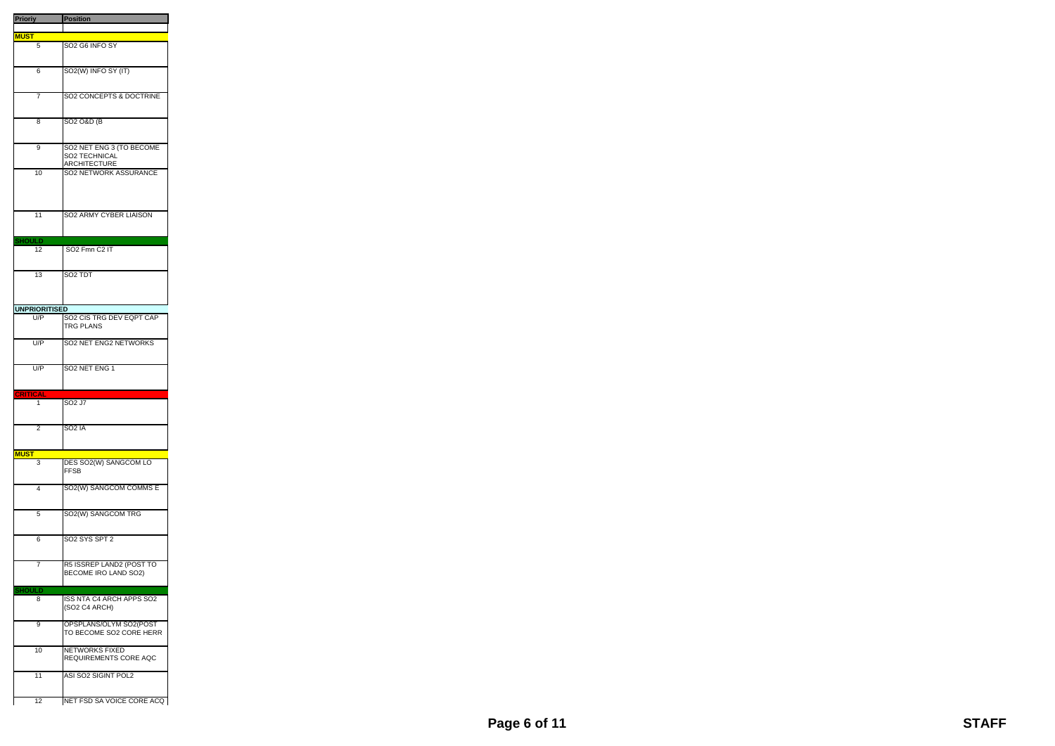| Prioriy | Position |
|---|---|
| **MUST** | |
| 5 | SO2 G6 INFO SY |
| 6 | SO2(W) INFO SY (IT) |
| 7 | SO2 CONCEPTS & DOCTRINE |
| 8 | SO2 O&D (B |
| 9 | SO2 NET ENG 3 (TO BECOME SO2 TECHNICAL ARCHITECTURE |
| 10 | SO2 NETWORK ASSURANCE |
| 11 | SO2 ARMY CYBER LIAISON |
| **SHOULD** | |
| 12 | SO2 Fmn C2 IT |
| 13 | SO2 TDT |
| **UNPRIORITISED** | |
| U/P | SO2 CIS TRG DEV EQPT CAP TRG PLANS |
| U/P | SO2 NET ENG2 NETWORKS |
| U/P | SO2 NET ENG 1 |
| **CRITICAL** | |
| 1 | SO2 J7 |
| 2 | SO2 IA |
| **MUST** | |
| 3 | DES SO2(W) SANGCOM LO FFSB |
| 4 | SO2(W) SANGCOM COMMS E |
| 5 | SO2(W) SANGCOM TRG |
| 6 | SO2 SYS SPT 2 |
| 7 | R5 ISSREP LAND2 (POST TO BECOME IRO LAND SO2) |
| **SHOULD** | |
| 8 | ISS NTA C4 ARCH APPS SO2 (SO2 C4 ARCH) |
| 9 | OPSPLANS/OLYM SO2(POST TO BECOME SO2 CORE HERR |
| 10 | NETWORKS FIXED REQUIREMENTS CORE AQC |
| 11 | ASI SO2 SIGINT POL2 |
| 12 | NET FSD SA VOICE CORE ACQ |

STAFF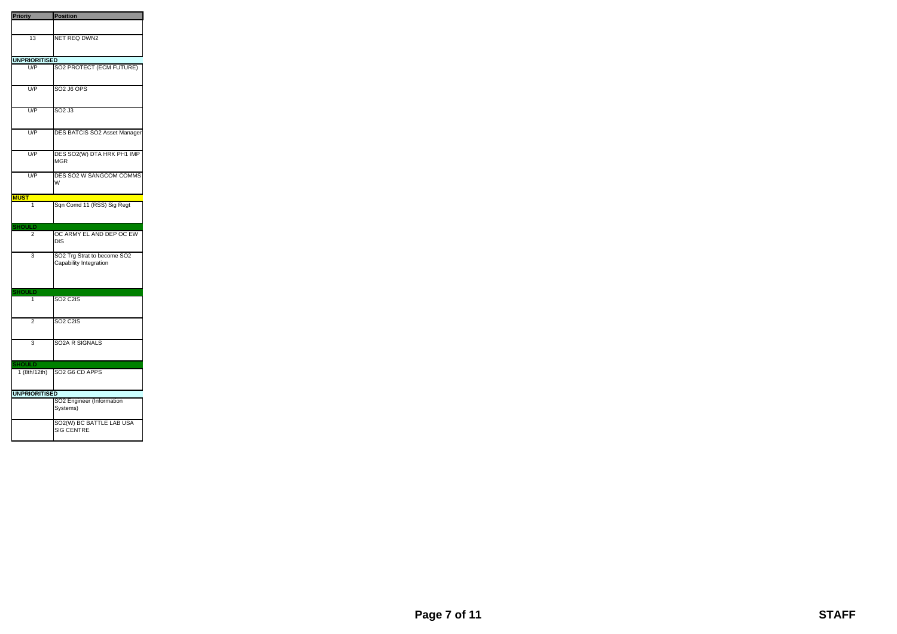| Prioriy | Position |
|---|---|
| | |
| 13 | NET REQ DWN2 |
| **UNPRIORITISED** | |
| U/P | SO2 PROTECT (ECM FUTURE) |
| U/P | SO2 J6 OPS |
| U/P | SO2 J3 |
| U/P | DES BATCIS SO2 Asset Manager |
| U/P | DES SO2(W) DTA HRK PH1 IMP MGR |
| U/P | DES SO2 W SANGCOM COMMS W |
| **MUST** | |
| 1 | Sqn Comd 11 (RSS) Sig Regt |
| **SHOULD** | |
| 2 | OC ARMY EL AND DEP OC EW DIS |
| 3 | SO2 Trg Strat to become SO2 Capability Integration |
| **SHOULD** | |
| 1 | SO2 C2IS |
| 2 | SO2 C2IS |
| 3 | SO2A R SIGNALS |
| **SHOULD** | |
| 1 (8th/12th) | SO2 G6 CD APPS |
| **UNPRIORITISED** | |
| | SO2 Engineer (Information Systems) |
| | SO2(W) BC BATTLE LAB USA SIG CENTRE |

STAFF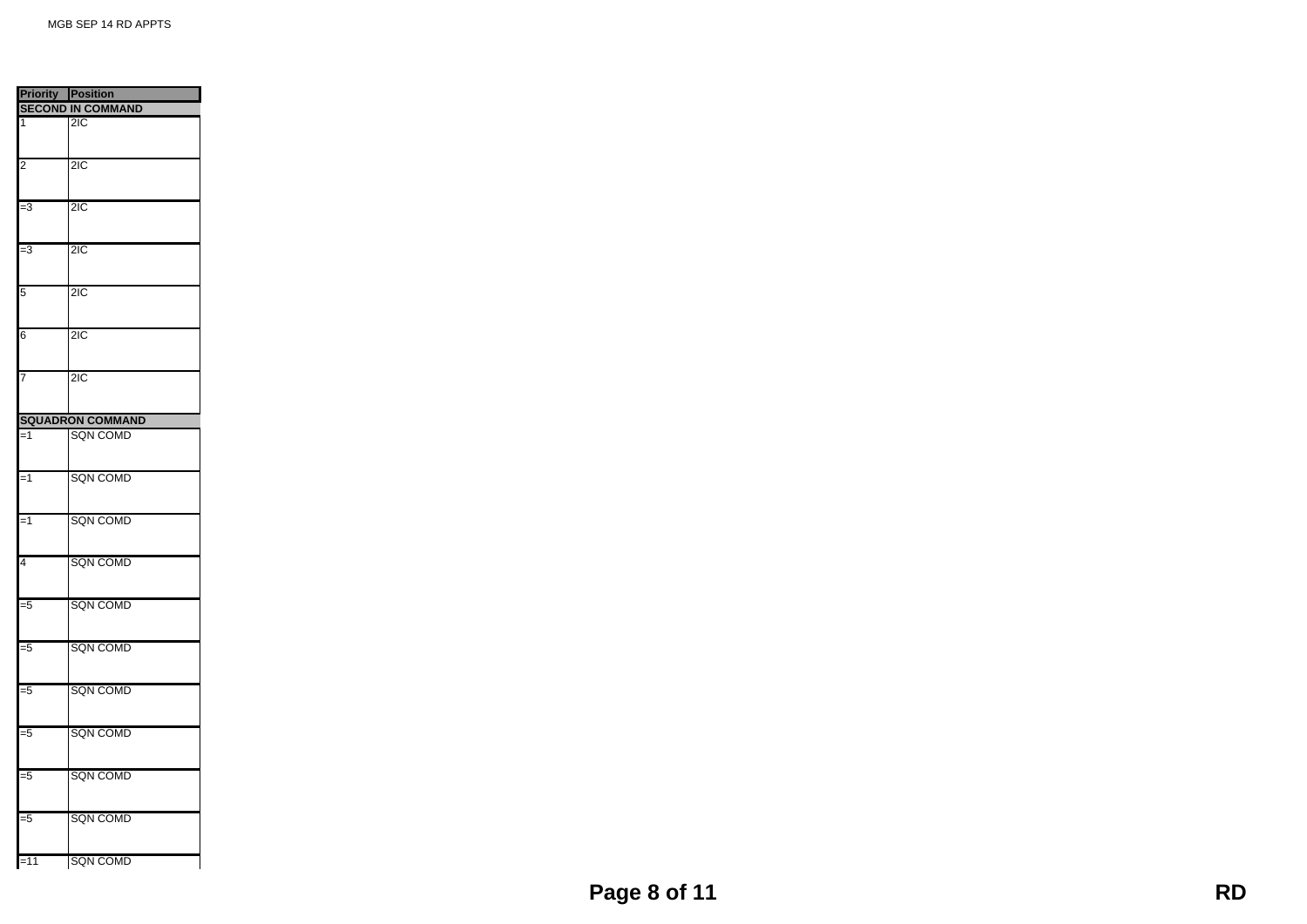| Priority | Position |
|---|---|
| **SECOND IN COMMAND** | |
| 1 | 2IC |
| 2 | 2IC |
| =3 | 2IC |
| =3 | 2IC |
| 5 | 2IC |
| 6 | 2IC |
| 7 | 2IC |
| **SQUADRON COMMAND** | |
| =1 | SQN COMD |
| =1 | SQN COMD |
| =1 | SQN COMD |
| 4 | SQN COMD |
| =5 | SQN COMD |
| =5 | SQN COMD |
| =5 | SQN COMD |
| =5 | SQN COMD |
| =5 | SQN COMD |
| =5 | SQN COMD |
| =11 | SQN COMD |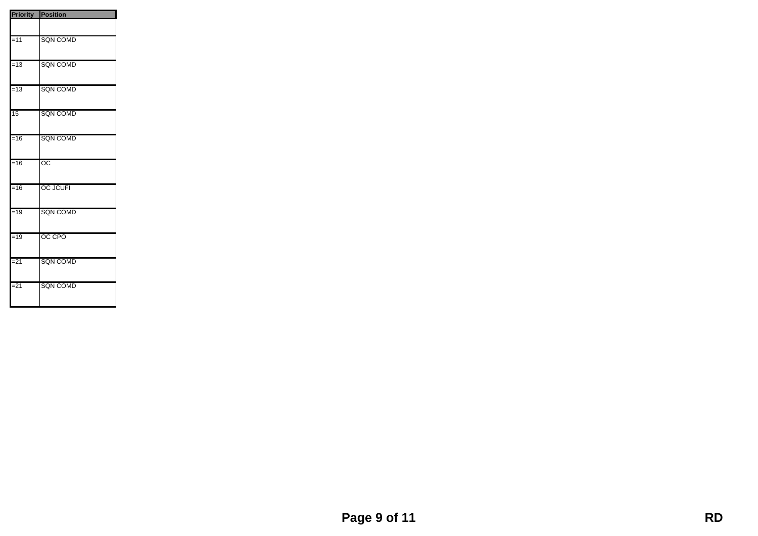| Priority | Position |
| --- | --- |
| | |
| =11 | SQN COMD |
| =13 | SQN COMD |
| =13 | SQN COMD |
| 15 | SQN COMD |
| =16 | SQN COMD |
| =16 | OC |
| =16 | OC JCUFI |
| =19 | SQN COMD |
| =19 | OC CPO |
| =21 | SQN COMD |
| =21 | SQN COMD |

RD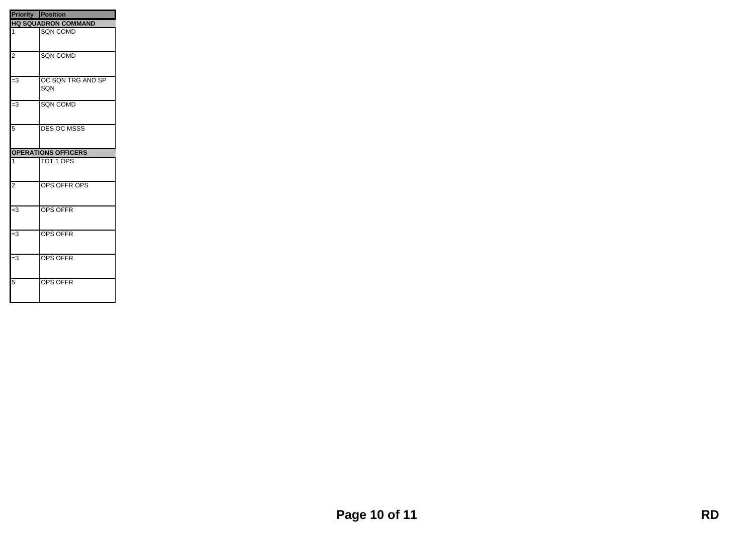| Priority | Position |
| --- | --- |
| **HQ SQUADRON COMMAND** | |
| 1 | SQN COMD |
| 2 | SQN COMD |
| =3 | OC SQN TRG AND SP SQN |
| =3 | SQN COMD |
| 5 | DES OC MSSS |
| **OPERATIONS OFFICERS** | |
| 1 | TOT 1 OPS |
| 2 | OPS OFFR OPS |
| =3 | OPS OFFR |
| =3 | OPS OFFR |
| =3 | OPS OFFR |
| 5 | OPS OFFR |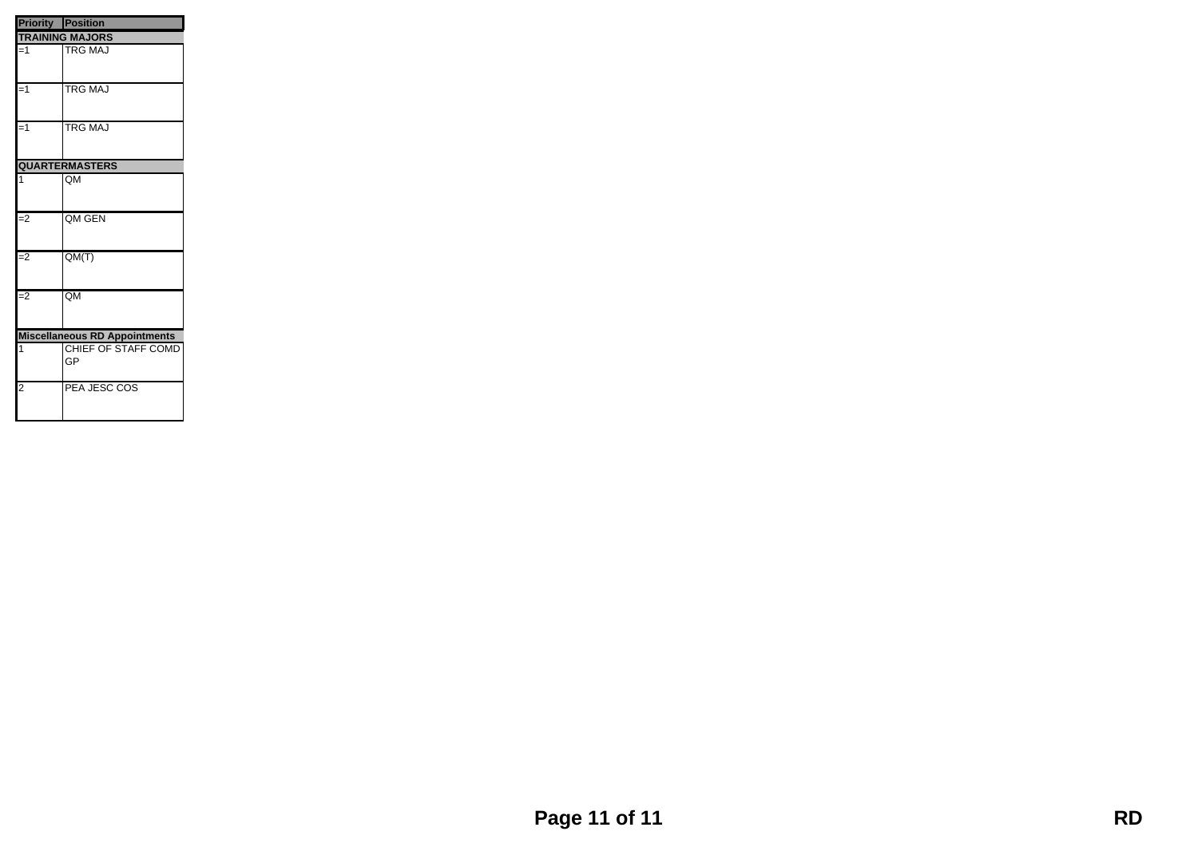| Priority | Position |
|---|---|
| **TRAINING MAJORS** | |
| =1 | TRG MAJ |
| =1 | TRG MAJ |
| =1 | TRG MAJ |
| **QUARTERMASTERS** | |
| 1 | QM |
| =2 | QM GEN |
| =2 | QM(T) |
| =2 | QM |
| **Miscellaneous RD Appointments** | |
| 1 | CHIEF OF STAFF COMD GP |
| 2 | PEA JESC COS |

RD